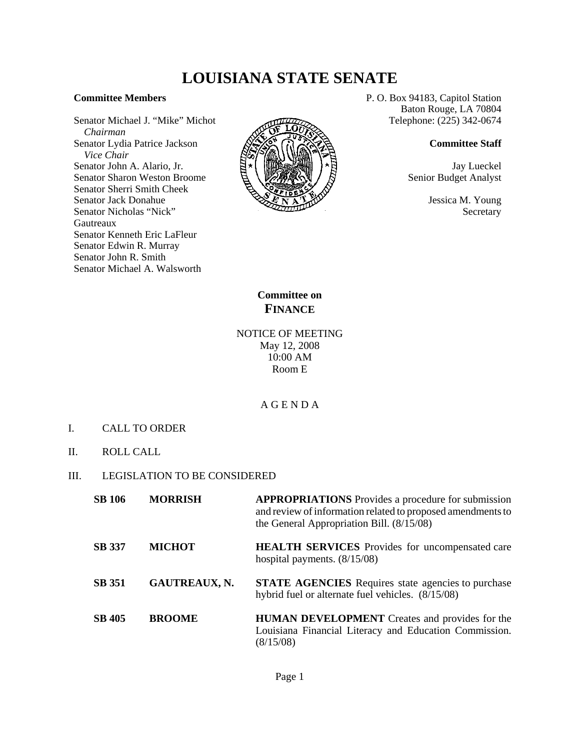# LOUISIANA STATE SENATE

**Committee Members**

Senator Michael J. "Mike" Michot
*Chairman*
Senator Lydia Patrice Jackson
*Vice Chair*
Senator John A. Alario, Jr.
Senator Sharon Weston Broome
Senator Sherri Smith Cheek
Senator Jack Donahue
Senator Nicholas "Nick" Gautreaux
Senator Kenneth Eric LaFleur
Senator Edwin R. Murray
Senator John R. Smith
Senator Michael A. Walsworth

P. O. Box 94183, Capitol Station
Baton Rouge, LA 70804
Telephone: (225) 342-0674

**Committee Staff**

Jay Lueckel
Senior Budget Analyst

Jessica M. Young
Secretary

## Committee on FINANCE

NOTICE OF MEETING
May 12, 2008
10:00 AM
Room E

A G E N D A

I. CALL TO ORDER

II. ROLL CALL

III. LEGISLATION TO BE CONSIDERED

| | | |
|---|---|---|
| **SB 106** | **MORRISH** | **APPROPRIATIONS** Provides a procedure for submission and review of information related to proposed amendments to the General Appropriation Bill. (8/15/08) |
| **SB 337** | **MICHOT** | **HEALTH SERVICES** Provides for uncompensated care hospital payments. (8/15/08) |
| **SB 351** | **GAUTREAUX, N.** | **STATE AGENCIES** Requires state agencies to purchase hybrid fuel or alternate fuel vehicles. (8/15/08) |
| **SB 405** | **BROOME** | **HUMAN DEVELOPMENT** Creates and provides for the Louisiana Financial Literacy and Education Commission. (8/15/08) |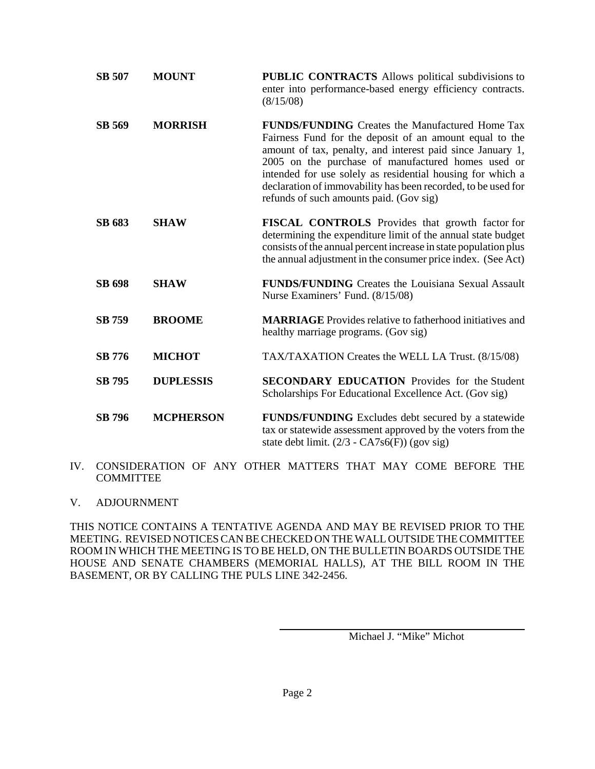| | | |
|---|---|---|
| **SB 507** | **MOUNT** | **PUBLIC CONTRACTS** Allows political subdivisions to enter into performance-based energy efficiency contracts. (8/15/08) |
| **SB 569** | **MORRISH** | **FUNDS/FUNDING** Creates the Manufactured Home Tax Fairness Fund for the deposit of an amount equal to the amount of tax, penalty, and interest paid since January 1, 2005 on the purchase of manufactured homes used or intended for use solely as residential housing for which a declaration of immovability has been recorded, to be used for refunds of such amounts paid. (Gov sig) |
| **SB 683** | **SHAW** | **FISCAL CONTROLS** Provides that growth factor for determining the expenditure limit of the annual state budget consists of the annual percent increase in state population plus the annual adjustment in the consumer price index. (See Act) |
| **SB 698** | **SHAW** | **FUNDS/FUNDING** Creates the Louisiana Sexual Assault Nurse Examiners' Fund. (8/15/08) |
| **SB 759** | **BROOME** | **MARRIAGE** Provides relative to fatherhood initiatives and healthy marriage programs. (Gov sig) |
| **SB 776** | **MICHOT** | TAX/TAXATION Creates the WELL LA Trust. (8/15/08) |
| **SB 795** | **DUPLESSIS** | **SECONDARY EDUCATION** Provides for the Student Scholarships For Educational Excellence Act. (Gov sig) |
| **SB 796** | **MCPHERSON** | **FUNDS/FUNDING** Excludes debt secured by a statewide tax or statewide assessment approved by the voters from the state debt limit. (2/3 - CA7s6(F)) (gov sig) |

IV. CONSIDERATION OF ANY OTHER MATTERS THAT MAY COME BEFORE THE COMMITTEE

V. ADJOURNMENT

THIS NOTICE CONTAINS A TENTATIVE AGENDA AND MAY BE REVISED PRIOR TO THE MEETING. REVISED NOTICES CAN BE CHECKED ON THE WALL OUTSIDE THE COMMITTEE ROOM IN WHICH THE MEETING IS TO BE HELD, ON THE BULLETIN BOARDS OUTSIDE THE HOUSE AND SENATE CHAMBERS (MEMORIAL HALLS), AT THE BILL ROOM IN THE BASEMENT, OR BY CALLING THE PULS LINE 342-2456.

Michael J. "Mike" Michot